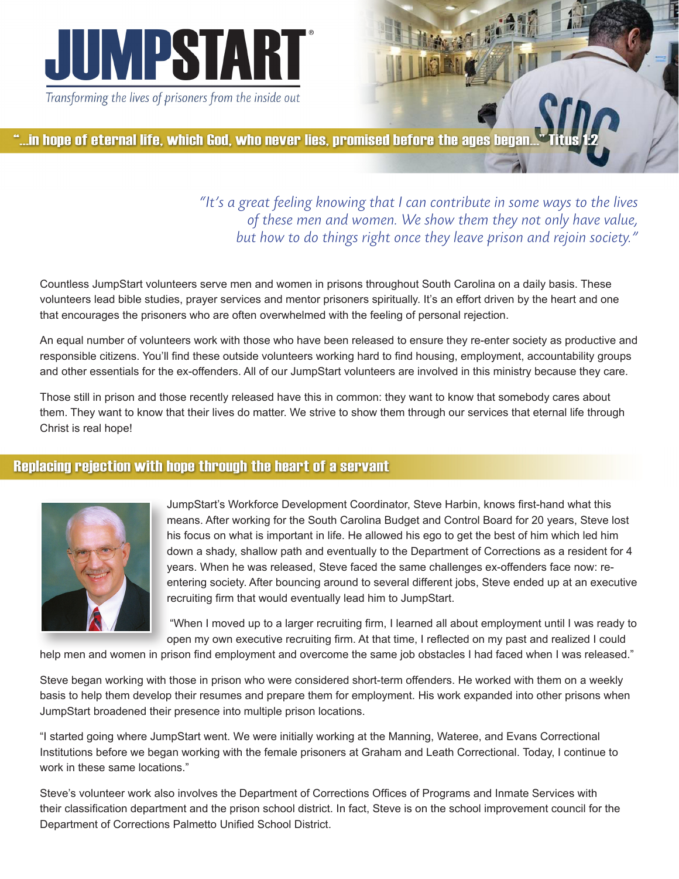# JUMPSTART®

*Transforming the lives of prisoners from the inside out*

**"...in hope of eternal life, which God, who never lies, promised before the ages began..." Titus 1:2**

*"It's a great feeling knowing that I can contribute in some ways to the lives of these men and women. We show them they not only have value, but how to do things right once they leave prison and rejoin society."*

Countless JumpStart volunteers serve men and women in prisons throughout South Carolina on a daily basis. These volunteers lead bible studies, prayer services and mentor prisoners spiritually. It's an effort driven by the heart and one that encourages the prisoners who are often overwhelmed with the feeling of personal rejection.

An equal number of volunteers work with those who have been released to ensure they re-enter society as productive and responsible citizens. You'll find these outside volunteers working hard to find housing, employment, accountability groups and other essentials for the ex-offenders. All of our JumpStart volunteers are involved in this ministry because they care.

Those still in prison and those recently released have this in common: they want to know that somebody cares about them. They want to know that their lives do matter. We strive to show them through our services that eternal life through Christ is real hope!

## Replacing rejection with hope through the heart of a servant

JumpStart's Workforce Development Coordinator, Steve Harbin, knows first-hand what this means. After working for the South Carolina Budget and Control Board for 20 years, Steve lost his focus on what is important in life. He allowed his ego to get the best of him which led him down a shady, shallow path and eventually to the Department of Corrections as a resident for 4 years. When he was released, Steve faced the same challenges ex-offenders face now: re-entering society. After bouncing around to several different jobs, Steve ended up at an executive recruiting firm that would eventually lead him to JumpStart.

"When I moved up to a larger recruiting firm, I learned all about employment until I was ready to open my own executive recruiting firm. At that time, I reflected on my past and realized I could help men and women in prison find employment and overcome the same job obstacles I had faced when I was released."

Steve began working with those in prison who were considered short-term offenders. He worked with them on a weekly basis to help them develop their resumes and prepare them for employment. His work expanded into other prisons when JumpStart broadened their presence into multiple prison locations.

"I started going where JumpStart went. We were initially working at the Manning, Wateree, and Evans Correctional Institutions before we began working with the female prisoners at Graham and Leath Correctional. Today, I continue to work in these same locations."

Steve's volunteer work also involves the Department of Corrections Offices of Programs and Inmate Services with their classification department and the prison school district. In fact, Steve is on the school improvement council for the Department of Corrections Palmetto Unified School District.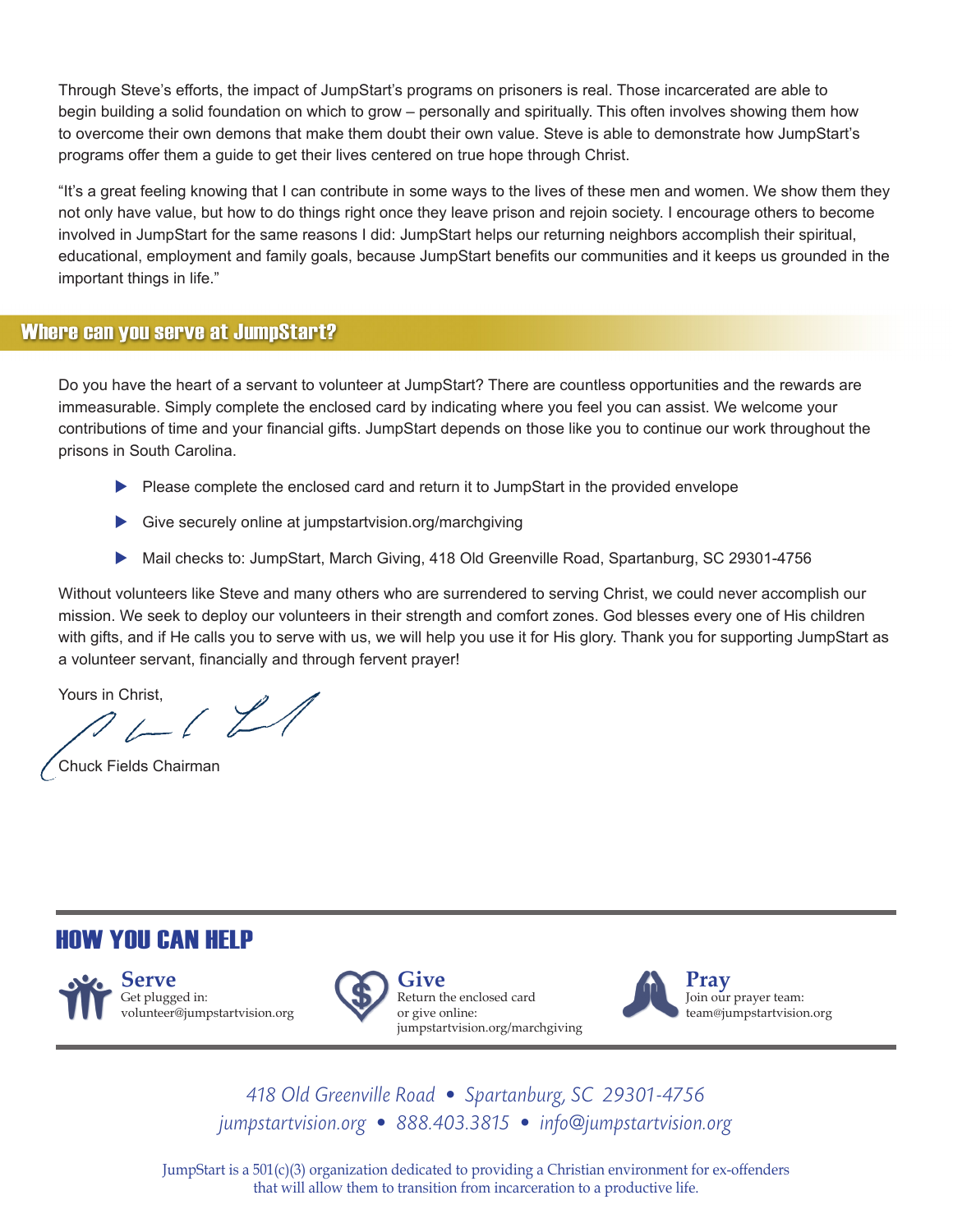Through Steve's efforts, the impact of JumpStart's programs on prisoners is real. Those incarcerated are able to begin building a solid foundation on which to grow – personally and spiritually. This often involves showing them how to overcome their own demons that make them doubt their own value. Steve is able to demonstrate how JumpStart's programs offer them a guide to get their lives centered on true hope through Christ.

"It's a great feeling knowing that I can contribute in some ways to the lives of these men and women. We show them they not only have value, but how to do things right once they leave prison and rejoin society. I encourage others to become involved in JumpStart for the same reasons I did: JumpStart helps our returning neighbors accomplish their spiritual, educational, employment and family goals, because JumpStart benefits our communities and it keeps us grounded in the important things in life."

## Where can you serve at JumpStart?

Do you have the heart of a servant to volunteer at JumpStart? There are countless opportunities and the rewards are immeasurable. Simply complete the enclosed card by indicating where you feel you can assist. We welcome your contributions of time and your financial gifts. JumpStart depends on those like you to continue our work throughout the prisons in South Carolina.

- Please complete the enclosed card and return it to JumpStart in the provided envelope
- Give securely online at jumpstartvision.org/marchgiving
- Mail checks to: JumpStart, March Giving, 418 Old Greenville Road, Spartanburg, SC 29301-4756

Without volunteers like Steve and many others who are surrendered to serving Christ, we could never accomplish our mission. We seek to deploy our volunteers in their strength and comfort zones. God blesses every one of His children with gifts, and if He calls you to serve with us, we will help you use it for His glory. Thank you for supporting JumpStart as a volunteer servant, financially and through fervent prayer!

Yours in Christ,

Chuck Fields Chairman

## HOW YOU CAN HELP

**Serve**
Get plugged in:
volunteer@jumpstartvision.org

**Give**
Return the enclosed card
or give online:
jumpstartvision.org/marchgiving

**Pray**
Join our prayer team:
team@jumpstartvision.org

*418 Old Greenville Road • Spartanburg, SC 29301-4756*
*jumpstartvision.org • 888.403.3815 • info@jumpstartvision.org*

JumpStart is a 501(c)(3) organization dedicated to providing a Christian environment for ex-offenders that will allow them to transition from incarceration to a productive life.